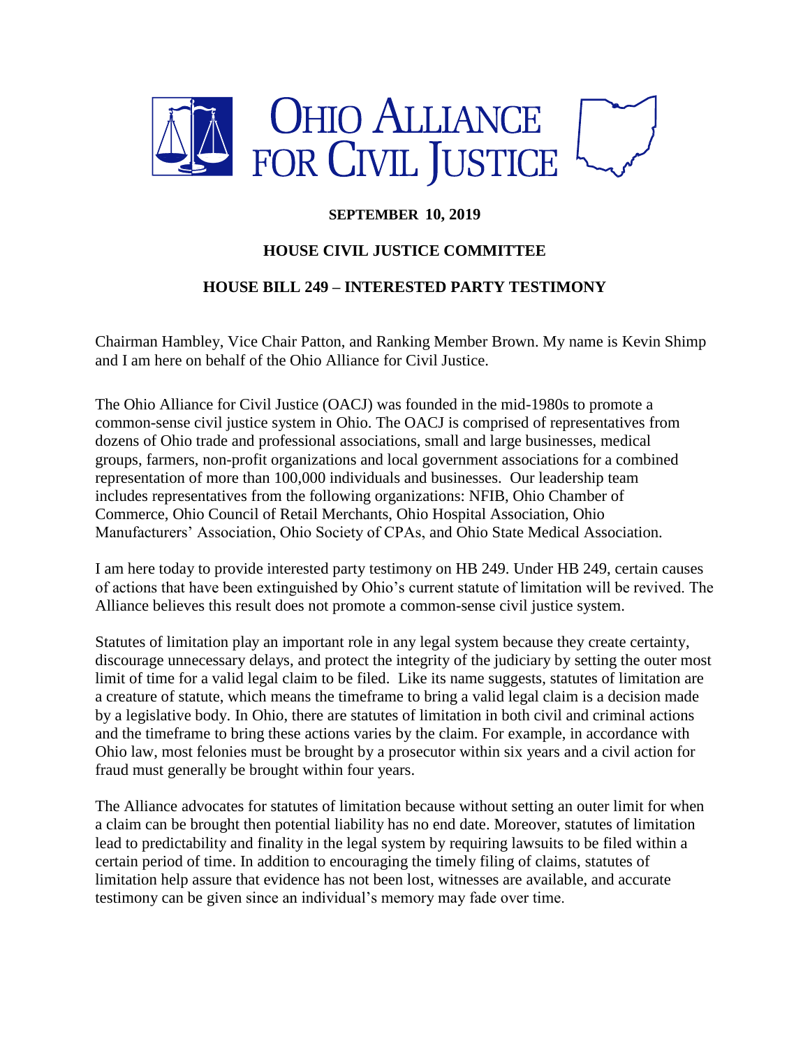# OHIO ALLIANCE FOR CIVIL JUSTICE

**SEPTEMBER 10, 2019**

**HOUSE CIVIL JUSTICE COMMITTEE**

**HOUSE BILL 249 – INTERESTED PARTY TESTIMONY**

Chairman Hambley, Vice Chair Patton, and Ranking Member Brown. My name is Kevin Shimp and I am here on behalf of the Ohio Alliance for Civil Justice.

The Ohio Alliance for Civil Justice (OACJ) was founded in the mid-1980s to promote a common-sense civil justice system in Ohio. The OACJ is comprised of representatives from dozens of Ohio trade and professional associations, small and large businesses, medical groups, farmers, non-profit organizations and local government associations for a combined representation of more than 100,000 individuals and businesses. Our leadership team includes representatives from the following organizations: NFIB, Ohio Chamber of Commerce, Ohio Council of Retail Merchants, Ohio Hospital Association, Ohio Manufacturers' Association, Ohio Society of CPAs, and Ohio State Medical Association.

I am here today to provide interested party testimony on HB 249. Under HB 249, certain causes of actions that have been extinguished by Ohio's current statute of limitation will be revived. The Alliance believes this result does not promote a common-sense civil justice system.

Statutes of limitation play an important role in any legal system because they create certainty, discourage unnecessary delays, and protect the integrity of the judiciary by setting the outer most limit of time for a valid legal claim to be filed. Like its name suggests, statutes of limitation are a creature of statute, which means the timeframe to bring a valid legal claim is a decision made by a legislative body. In Ohio, there are statutes of limitation in both civil and criminal actions and the timeframe to bring these actions varies by the claim. For example, in accordance with Ohio law, most felonies must be brought by a prosecutor within six years and a civil action for fraud must generally be brought within four years.

The Alliance advocates for statutes of limitation because without setting an outer limit for when a claim can be brought then potential liability has no end date. Moreover, statutes of limitation lead to predictability and finality in the legal system by requiring lawsuits to be filed within a certain period of time. In addition to encouraging the timely filing of claims, statutes of limitation help assure that evidence has not been lost, witnesses are available, and accurate testimony can be given since an individual's memory may fade over time.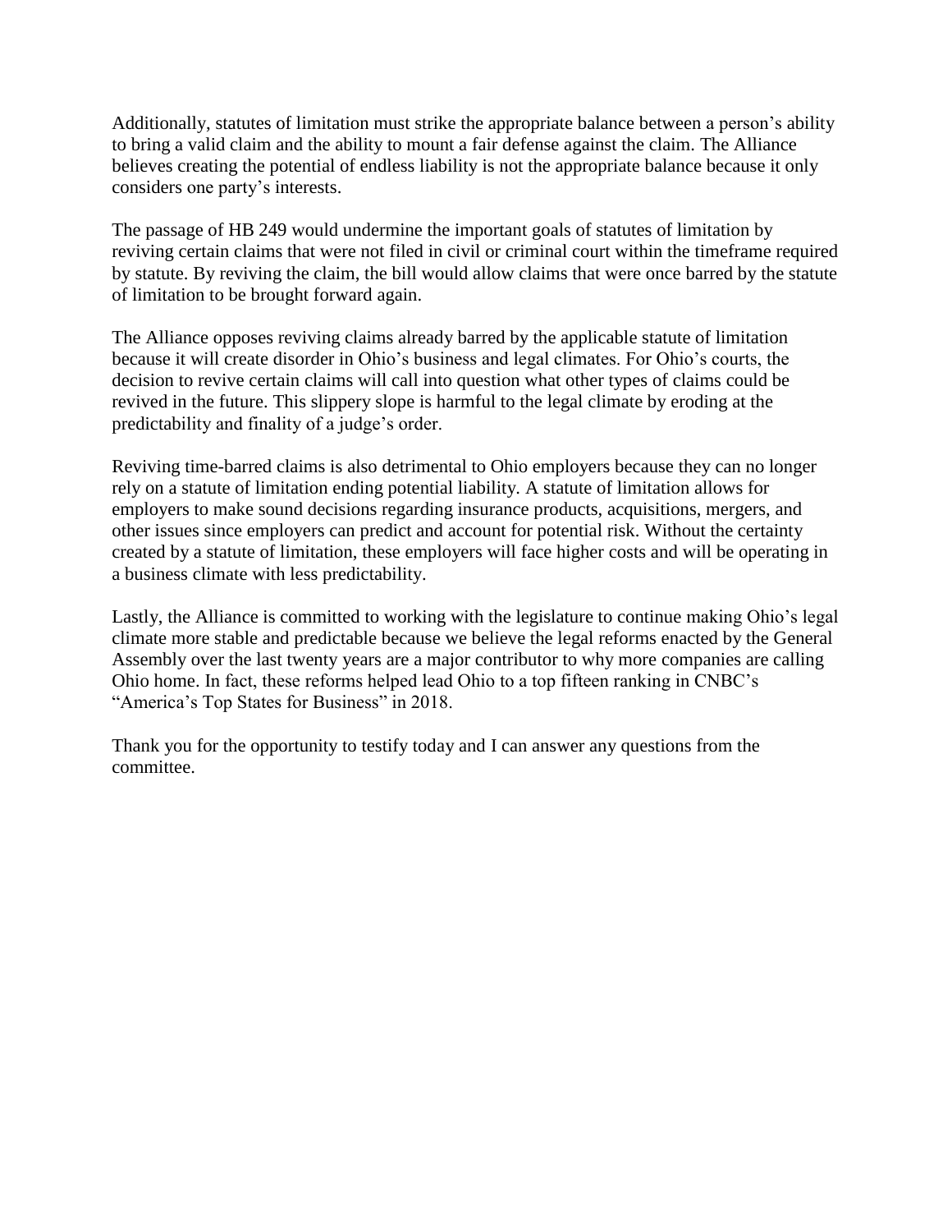Additionally, statutes of limitation must strike the appropriate balance between a person's ability to bring a valid claim and the ability to mount a fair defense against the claim. The Alliance believes creating the potential of endless liability is not the appropriate balance because it only considers one party's interests.

The passage of HB 249 would undermine the important goals of statutes of limitation by reviving certain claims that were not filed in civil or criminal court within the timeframe required by statute. By reviving the claim, the bill would allow claims that were once barred by the statute of limitation to be brought forward again.

The Alliance opposes reviving claims already barred by the applicable statute of limitation because it will create disorder in Ohio's business and legal climates. For Ohio's courts, the decision to revive certain claims will call into question what other types of claims could be revived in the future. This slippery slope is harmful to the legal climate by eroding at the predictability and finality of a judge's order.

Reviving time-barred claims is also detrimental to Ohio employers because they can no longer rely on a statute of limitation ending potential liability. A statute of limitation allows for employers to make sound decisions regarding insurance products, acquisitions, mergers, and other issues since employers can predict and account for potential risk. Without the certainty created by a statute of limitation, these employers will face higher costs and will be operating in a business climate with less predictability.

Lastly, the Alliance is committed to working with the legislature to continue making Ohio's legal climate more stable and predictable because we believe the legal reforms enacted by the General Assembly over the last twenty years are a major contributor to why more companies are calling Ohio home. In fact, these reforms helped lead Ohio to a top fifteen ranking in CNBC's "America's Top States for Business" in 2018.

Thank you for the opportunity to testify today and I can answer any questions from the committee.